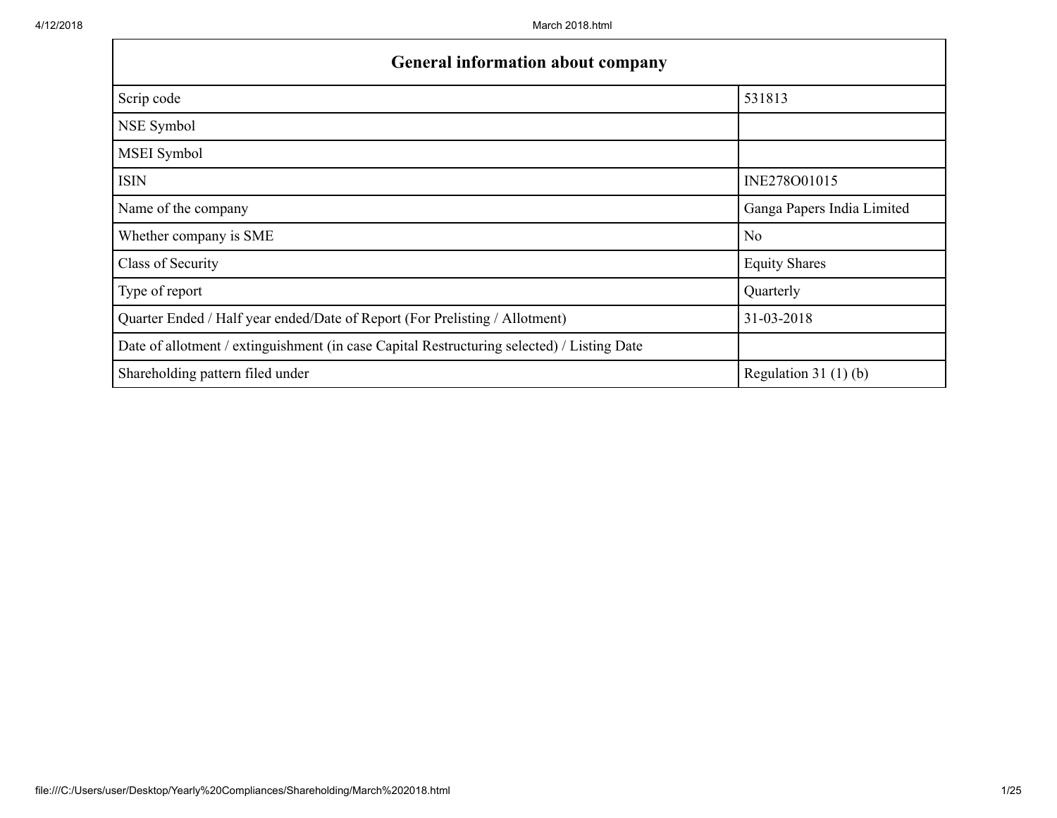| General information about company | |
|---|---|
| Scrip code | 531813 |
| NSE Symbol | |
| MSEI Symbol | |
| ISIN | INE278O01015 |
| Name of the company | Ganga Papers India Limited |
| Whether company is SME | No |
| Class of Security | Equity Shares |
| Type of report | Quarterly |
| Quarter Ended / Half year ended/Date of Report (For Prelisting / Allotment) | 31-03-2018 |
| Date of allotment / extinguishment (in case Capital Restructuring selected) / Listing Date | |
| Shareholding pattern filed under | Regulation 31 (1) (b) |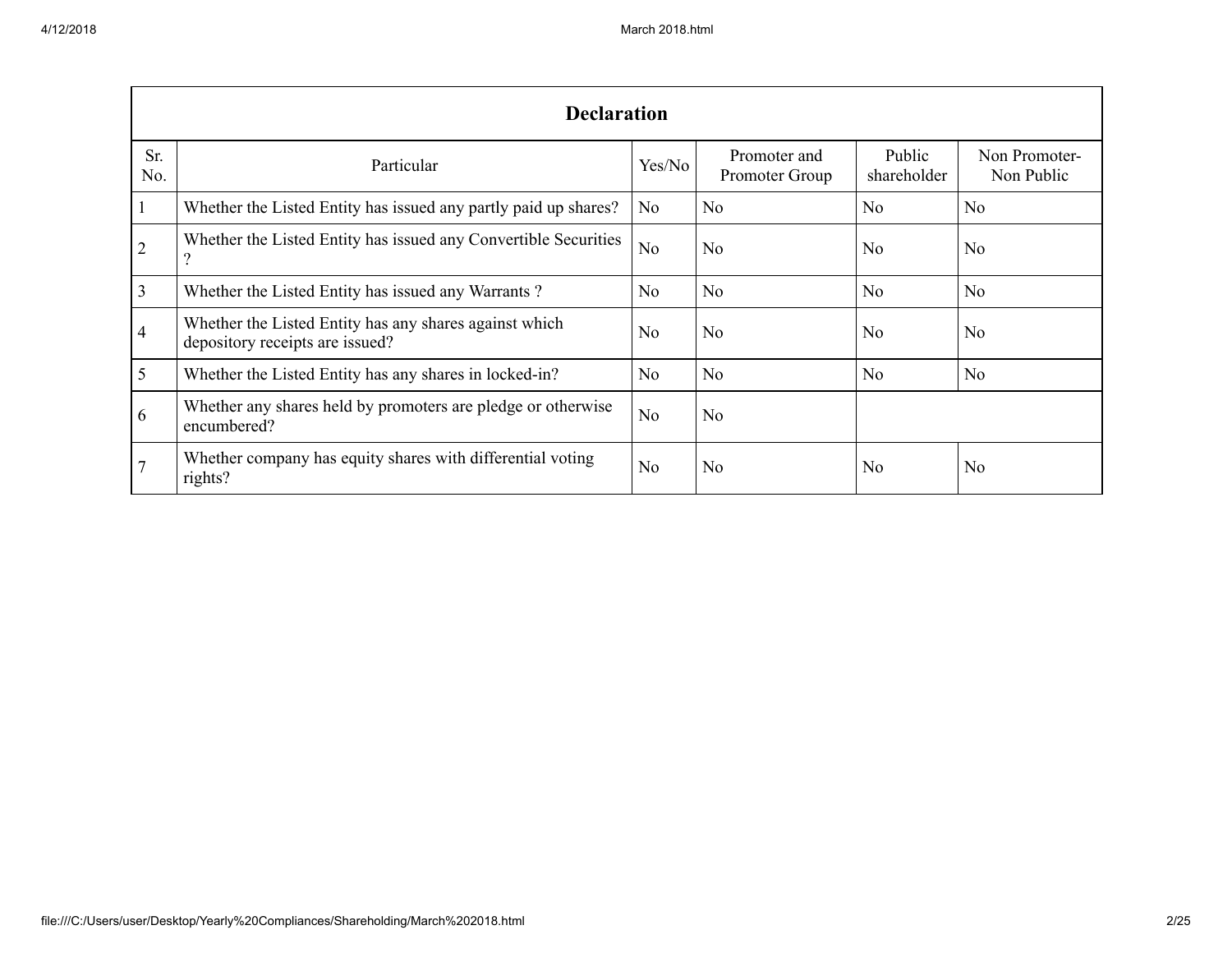| Declaration | | | | | |
|---|---|---|---|---|---|
| Sr. No. | Particular | Yes/No | Promoter and Promoter Group | Public shareholder | Non Promoter- Non Public |
| 1 | Whether the Listed Entity has issued any partly paid up shares? | No | No | No | No |
| 2 | Whether the Listed Entity has issued any Convertible Securities ? | No | No | No | No |
| 3 | Whether the Listed Entity has issued any Warrants ? | No | No | No | No |
| 4 | Whether the Listed Entity has any shares against which depository receipts are issued? | No | No | No | No |
| 5 | Whether the Listed Entity has any shares in locked-in? | No | No | No | No |
| 6 | Whether any shares held by promoters are pledge or otherwise encumbered? | No | No | | |
| 7 | Whether company has equity shares with differential voting rights? | No | No | No | No |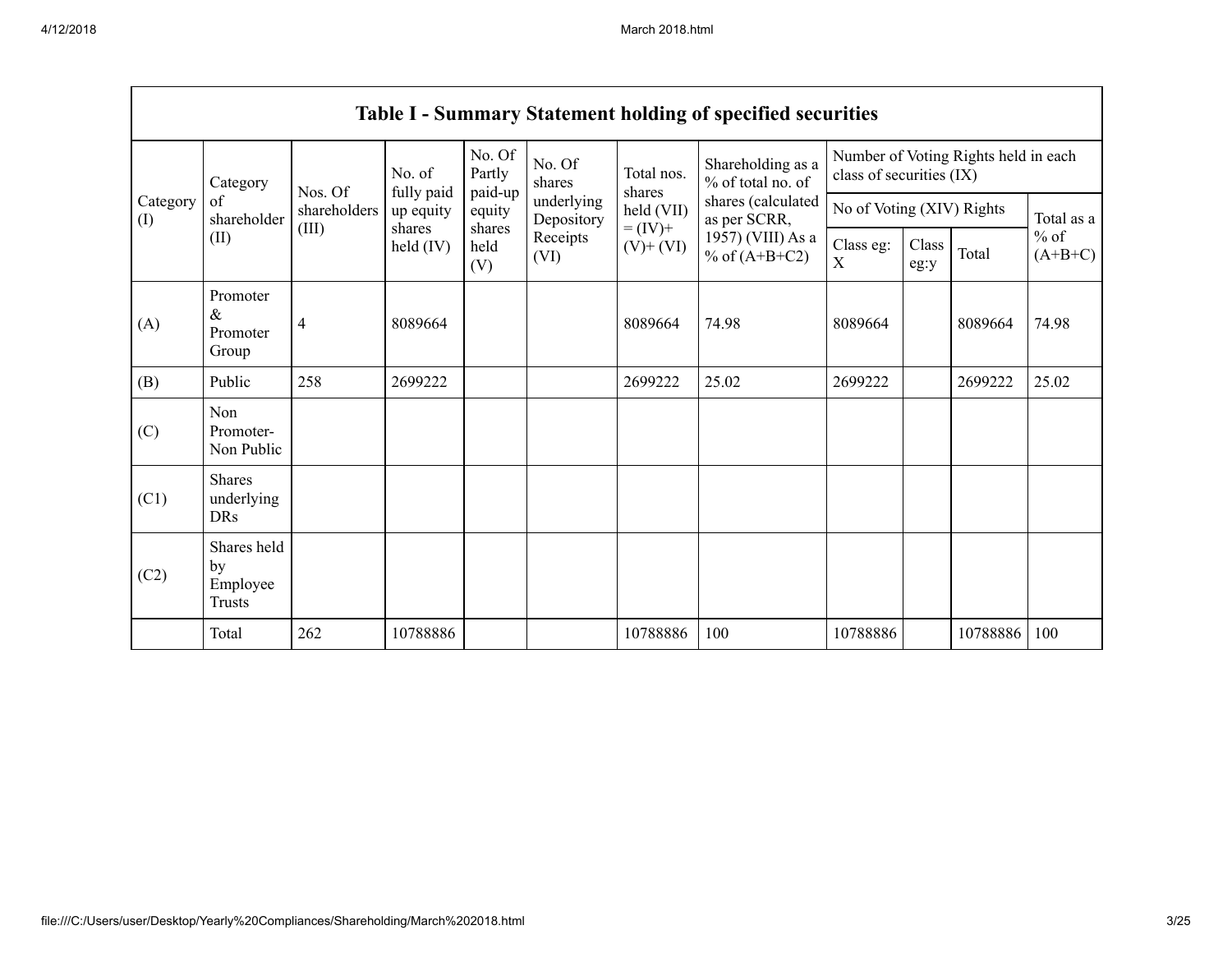| Table I - Summary Statement holding of specified securities | | | | | | | | | | | | |
|---|---|---|---|---|---|---|---|---|---|---|---|---|
| Category (I) | Category of shareholder (II) | Nos. Of shareholders (III) | No. of fully paid up equity shares held (IV) | No. Of Partly paid-up equity shares held (V) | No. Of shares underlying Depository Receipts (VI) | Total nos. shares held (VII) = (IV)+ (V)+ (VI) | Shareholding as a % of total no. of shares (calculated as per SCRR, 1957) (VIII) As a % of (A+B+C2) | Number of Voting Rights held in each class of securities (IX) | | | |
| | | | | | | | | No of Voting (XIV) Rights | | | Total as a % of (A+B+C) |
| | | | | | | | | Class eg: X | Class eg:y | Total | |
| (A) | Promoter & Promoter Group | 4 | 8089664 | | | 8089664 | 74.98 | 8089664 | | 8089664 | 74.98 |
| (B) | Public | 258 | 2699222 | | | 2699222 | 25.02 | 2699222 | | 2699222 | 25.02 |
| (C) | Non Promoter- Non Public | | | | | | | | | | |
| (C1) | Shares underlying DRs | | | | | | | | | | |
| (C2) | Shares held by Employee Trusts | | | | | | | | | | |
| | Total | 262 | 10788886 | | | 10788886 | 100 | 10788886 | | 10788886 | 100 |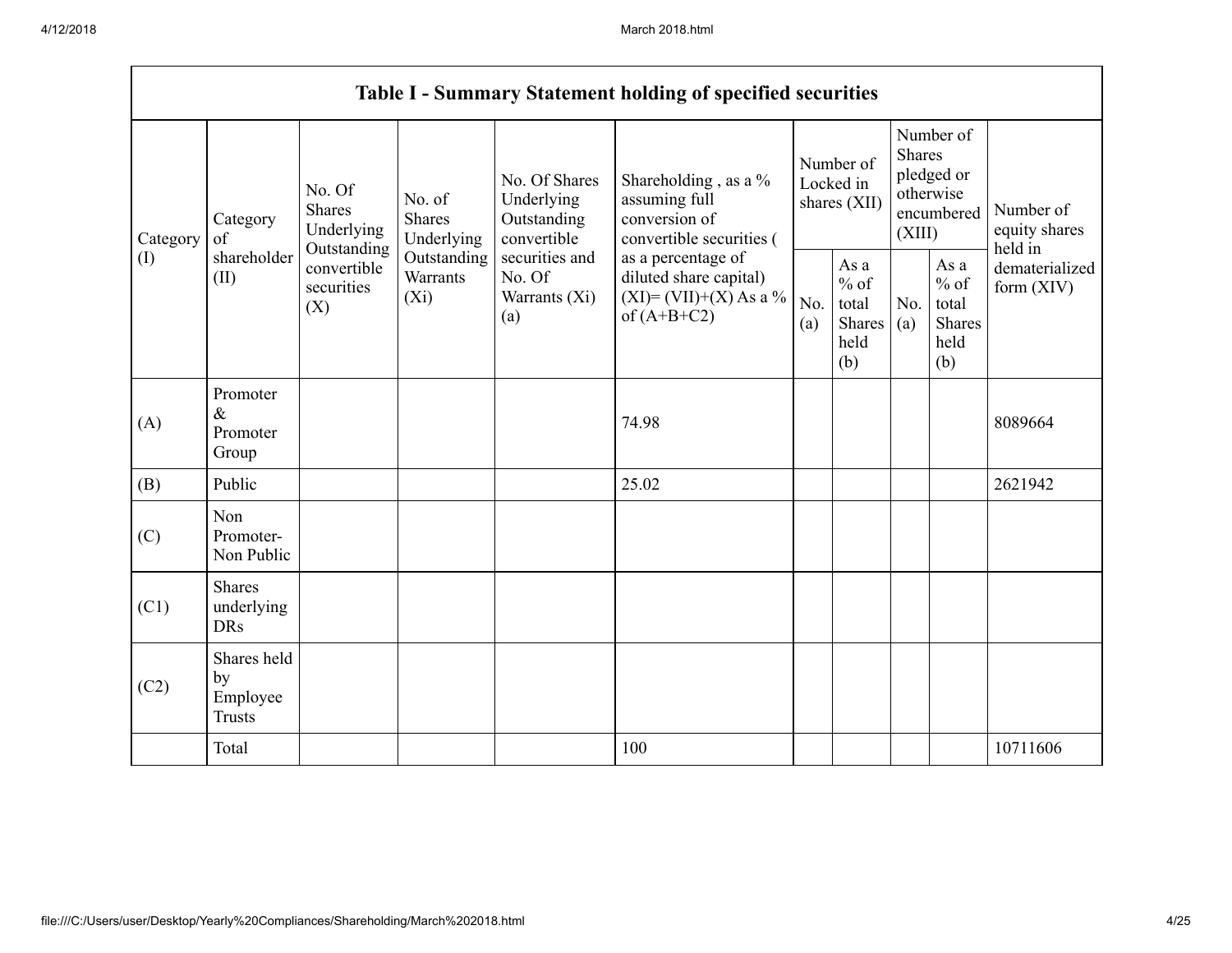| Table I - Summary Statement holding of specified securities | | | | | | | | | | |
|---|---|---|---|---|---|---|---|---|---|---|
| Category (I) | Category of shareholder (II) | No. Of Shares Underlying Outstanding convertible securities (X) | No. of Shares Underlying Outstanding Warrants (Xi) | No. Of Shares Underlying Outstanding convertible securities and No. Of Warrants (Xi) (a) | Shareholding , as a % assuming full conversion of convertible securities ( as a percentage of diluted share capital) (XI)= (VII)+(X) As a % of (A+B+C2) | Number of Locked in shares (XII) | | Number of Shares pledged or otherwise encumbered (XIII) | | Number of equity shares held in dematerialized form (XIV) |
| | | | | | | No. (a) | As a % of total Shares held (b) | No. (a) | As a % of total Shares held (b) | |
| (A) | Promoter & Promoter Group | | | | 74.98 | | | | | 8089664 |
| (B) | Public | | | | 25.02 | | | | | 2621942 |
| (C) | Non Promoter- Non Public | | | | | | | | | |
| (C1) | Shares underlying DRs | | | | | | | | | |
| (C2) | Shares held by Employee Trusts | | | | | | | | | |
| | Total | | | | 100 | | | | | 10711606 |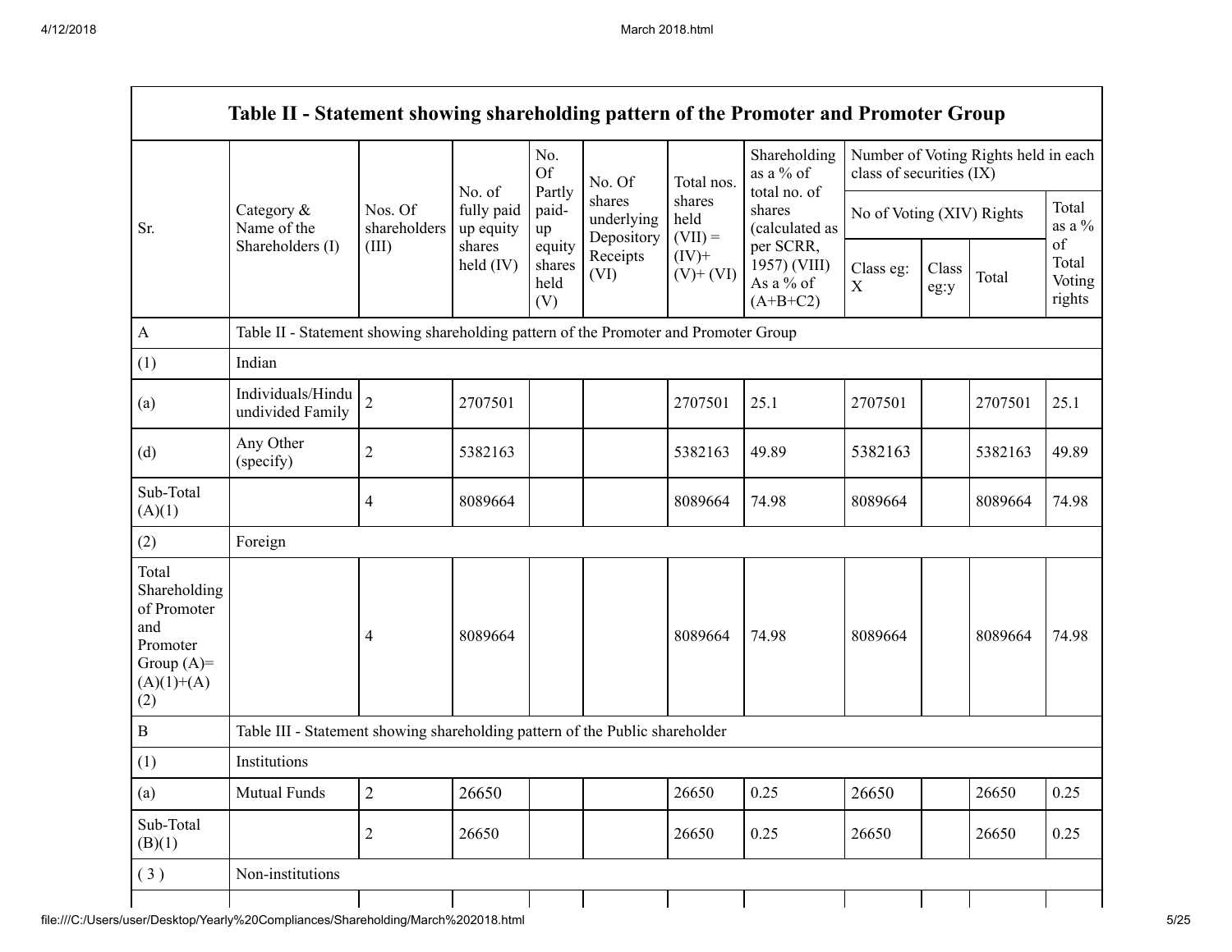| Table II - Statement showing shareholding pattern of the Promoter and Promoter Group | | | | | | | | | | | |
|---|---|---|---|---|---|---|---|---|---|---|---|
| Sr. | Category & Name of the Shareholders (I) | Nos. Of shareholders (III) | No. of fully paid up equity shares held (IV) | No. Of Partly paid-up equity shares held (V) | No. Of shares underlying Depository Receipts (VI) | Total nos. shares held (VII) = (IV)+ (V)+ (VI) | Shareholding as a % of total no. of shares (calculated as per SCRR, 1957) (VIII) As a % of (A+B+C2) | Number of Voting Rights held in each class of securities (IX) | | | |
| | | | | | | | | No of Voting (XIV) Rights | | | Total as a % of Total Voting rights |
| | | | | | | | | Class eg: X | Class eg:y | Total | |
| A | Table II - Statement showing shareholding pattern of the Promoter and Promoter Group | | | | | | | | | | |
| (1) | Indian | | | | | | | | | | |
| (a) | Individuals/Hindu undivided Family | 2 | 2707501 | | | 2707501 | 25.1 | 2707501 | | 2707501 | 25.1 |
| (d) | Any Other (specify) | 2 | 5382163 | | | 5382163 | 49.89 | 5382163 | | 5382163 | 49.89 |
| Sub-Total (A)(1) | | 4 | 8089664 | | | 8089664 | 74.98 | 8089664 | | 8089664 | 74.98 |
| (2) | Foreign | | | | | | | | | | |
| Total Shareholding of Promoter and Promoter Group (A)= (A)(1)+(A)(2) | | 4 | 8089664 | | | 8089664 | 74.98 | 8089664 | | 8089664 | 74.98 |
| B | Table III - Statement showing shareholding pattern of the Public shareholder | | | | | | | | | | |
| (1) | Institutions | | | | | | | | | | |
| (a) | Mutual Funds | 2 | 26650 | | | 26650 | 0.25 | 26650 | | 26650 | 0.25 |
| Sub-Total (B)(1) | | 2 | 26650 | | | 26650 | 0.25 | 26650 | | 26650 | 0.25 |
| ( 3 ) | Non-institutions | | | | | | | | | | |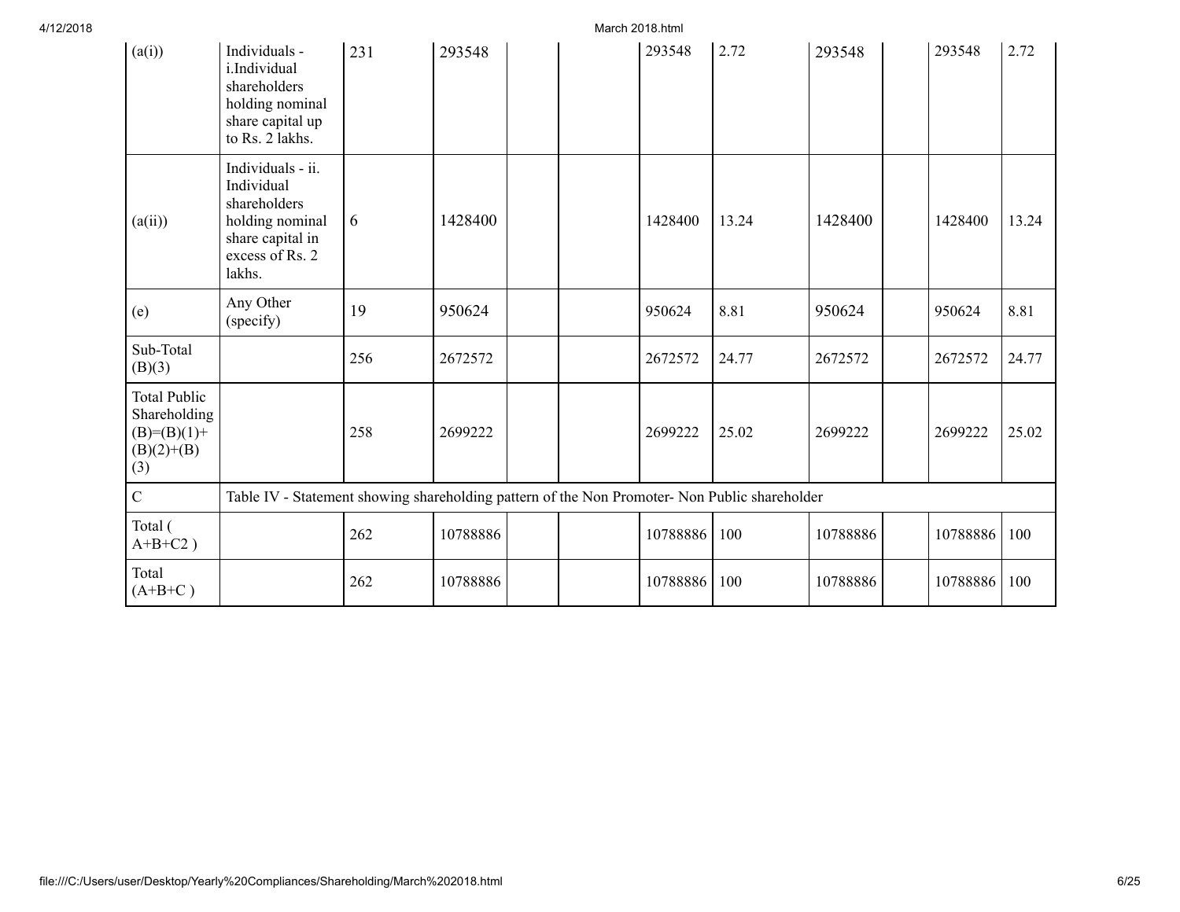| | | | | | | | | | | | |
|---|---|---|---|---|---|---|---|---|---|---|---|
| (a(i)) | Individuals - i.Individual shareholders holding nominal share capital up to Rs. 2 lakhs. | 231 | 293548 | | | 293548 | 2.72 | 293548 | | 293548 | 2.72 |
| (a(ii)) | Individuals - ii. Individual shareholders holding nominal share capital in excess of Rs. 2 lakhs. | 6 | 1428400 | | | 1428400 | 13.24 | 1428400 | | 1428400 | 13.24 |
| (e) | Any Other (specify) | 19 | 950624 | | | 950624 | 8.81 | 950624 | | 950624 | 8.81 |
| Sub-Total (B)(3) | | 256 | 2672572 | | | 2672572 | 24.77 | 2672572 | | 2672572 | 24.77 |
| Total Public Shareholding (B)=(B)(1)+(B)(2)+(B)(3) | | 258 | 2699222 | | | 2699222 | 25.02 | 2699222 | | 2699222 | 25.02 |
| C | Table IV - Statement showing shareholding pattern of the Non Promoter- Non Public shareholder | | | | | | | | | | |
| Total ( A+B+C2 ) | | 262 | 10788886 | | | 10788886 | 100 | 10788886 | | 10788886 | 100 |
| Total (A+B+C ) | | 262 | 10788886 | | | 10788886 | 100 | 10788886 | | 10788886 | 100 |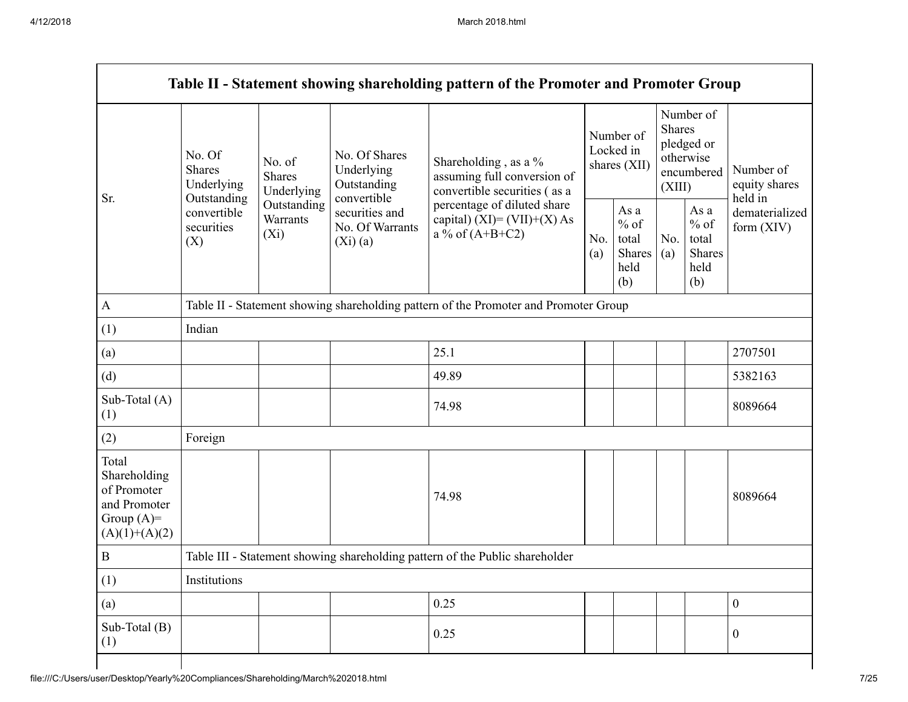| Table II - Statement showing shareholding pattern of the Promoter and Promoter Group | | | | | | | | | |
|---|---|---|---|---|---|---|---|---|---|
| Sr. | No. Of Shares Underlying Outstanding convertible securities (X) | No. of Shares Underlying Outstanding Warrants (Xi) | No. Of Shares Underlying Outstanding convertible securities and No. Of Warrants (Xi) (a) | Shareholding , as a % assuming full conversion of convertible securities ( as a percentage of diluted share capital) (XI)= (VII)+(X) As a % of (A+B+C2) | Number of Locked in shares (XII) | | Number of Shares pledged or otherwise encumbered (XIII) | | Number of equity shares held in dematerialized form (XIV) |
| | | | | | No. (a) | As a % of total Shares held (b) | No. (a) | As a % of total Shares held (b) | |
| A | Table II - Statement showing shareholding pattern of the Promoter and Promoter Group | | | | | | | | |
| (1) | Indian | | | | | | | | |
| (a) | | | | 25.1 | | | | | 2707501 |
| (d) | | | | 49.89 | | | | | 5382163 |
| Sub-Total (A) (1) | | | | 74.98 | | | | | 8089664 |
| (2) | Foreign | | | | | | | | |
| Total Shareholding of Promoter and Promoter Group (A)= (A)(1)+(A)(2) | | | | 74.98 | | | | | 8089664 |
| B | Table III - Statement showing shareholding pattern of the Public shareholder | | | | | | | | |
| (1) | Institutions | | | | | | | | |
| (a) | | | | 0.25 | | | | | 0 |
| Sub-Total (B) (1) | | | | 0.25 | | | | | 0 |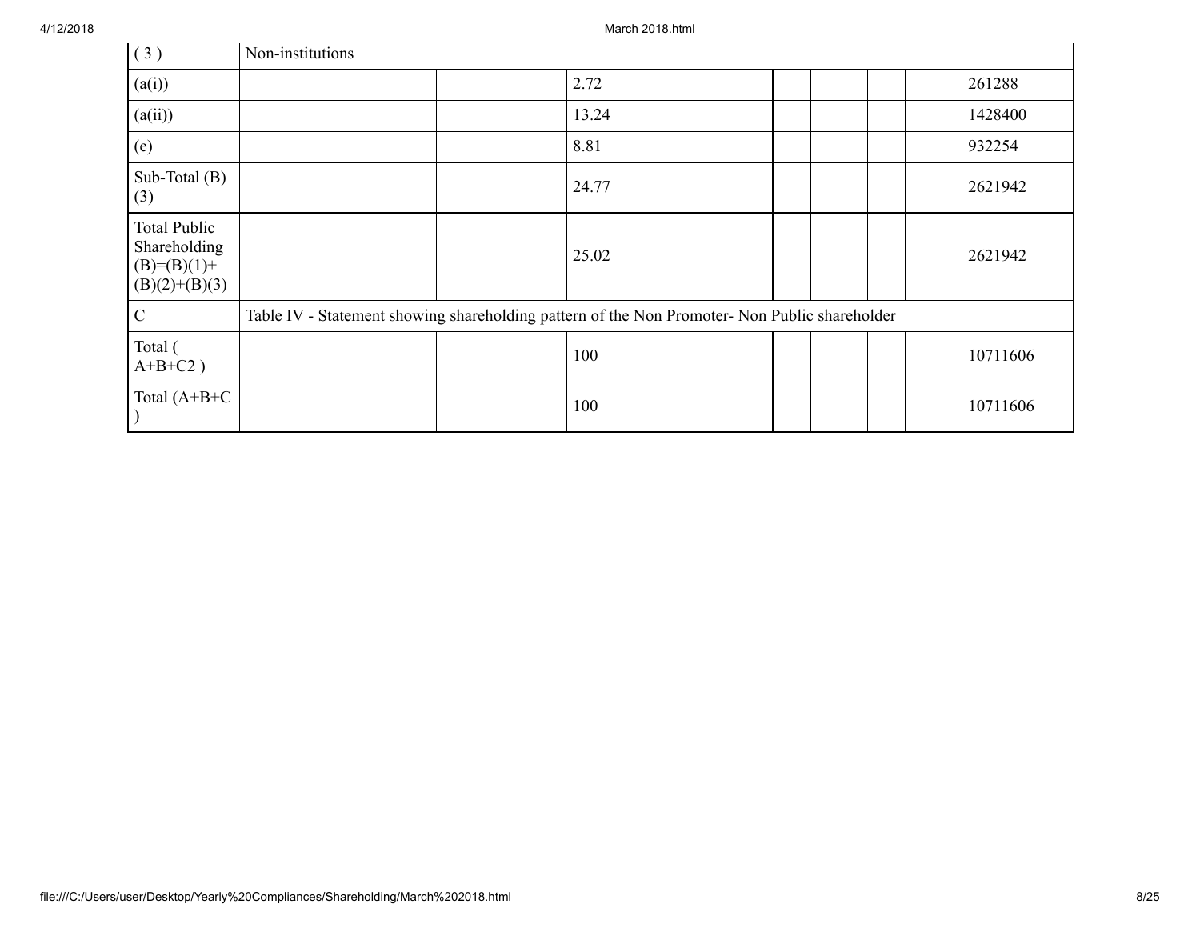| ( 3 ) | Non-institutions | | | | | | | |
|---|---|---|---|---|---|---|---|---|
| (a(i)) | | | 2.72 | | | | | 261288 |
| (a(ii)) | | | 13.24 | | | | | 1428400 |
| (e) | | | 8.81 | | | | | 932254 |
| Sub-Total (B) (3) | | | 24.77 | | | | | 2621942 |
| Total Public Shareholding (B)=(B)(1)+(B)(2)+(B)(3) | | | 25.02 | | | | | 2621942 |
| C | Table IV - Statement showing shareholding pattern of the Non Promoter- Non Public shareholder | | | | | | | |
| Total ( A+B+C2 ) | | | 100 | | | | | 10711606 |
| Total (A+B+C ) | | | 100 | | | | | 10711606 |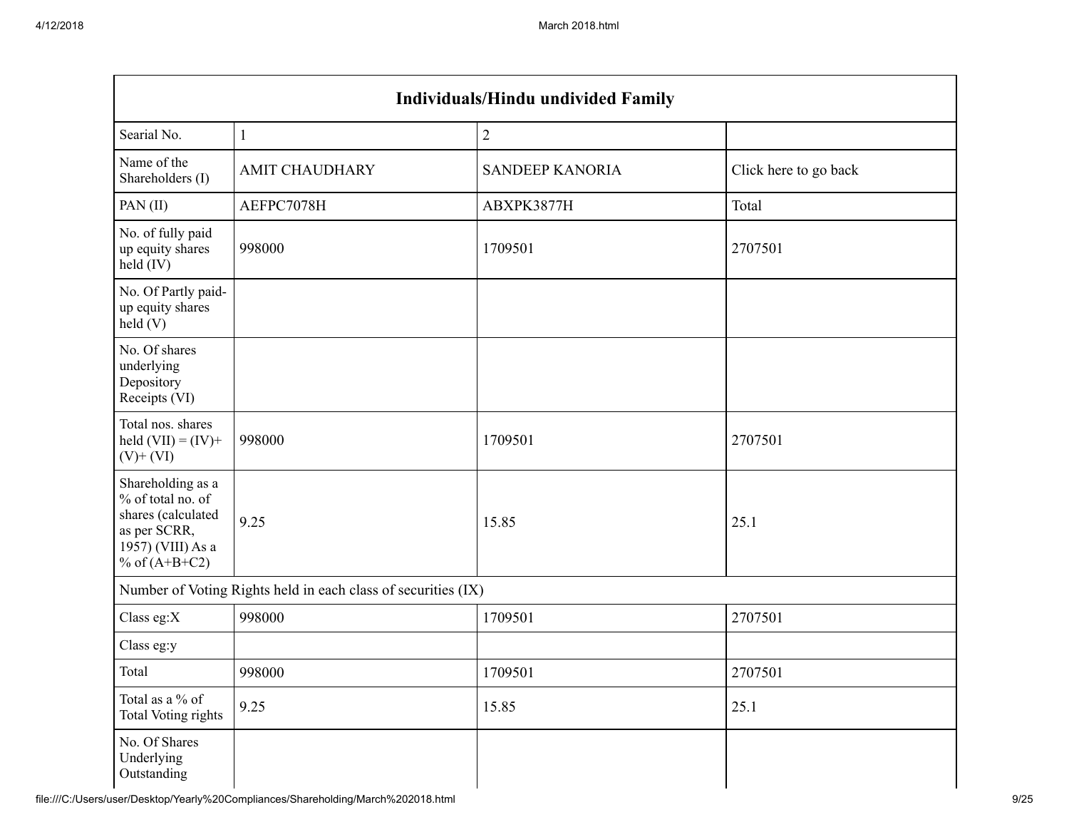| Individuals/Hindu undivided Family | | | |
|---|---|---|---|
| Searial No. | 1 | 2 | |
| Name of the Shareholders (I) | AMIT CHAUDHARY | SANDEEP KANORIA | Click here to go back |
| PAN (II) | AEFPC7078H | ABXPK3877H | Total |
| No. of fully paid up equity shares held (IV) | 998000 | 1709501 | 2707501 |
| No. Of Partly paid-up equity shares held (V) | | | |
| No. Of shares underlying Depository Receipts (VI) | | | |
| Total nos. shares held (VII) = (IV)+ (V)+ (VI) | 998000 | 1709501 | 2707501 |
| Shareholding as a % of total no. of shares (calculated as per SCRR, 1957) (VIII) As a % of (A+B+C2) | 9.25 | 15.85 | 25.1 |
| Number of Voting Rights held in each class of securities (IX) | | | |
| Class eg:X | 998000 | 1709501 | 2707501 |
| Class eg:y | | | |
| Total | 998000 | 1709501 | 2707501 |
| Total as a % of Total Voting rights | 9.25 | 15.85 | 25.1 |
| No. Of Shares Underlying Outstanding | | | |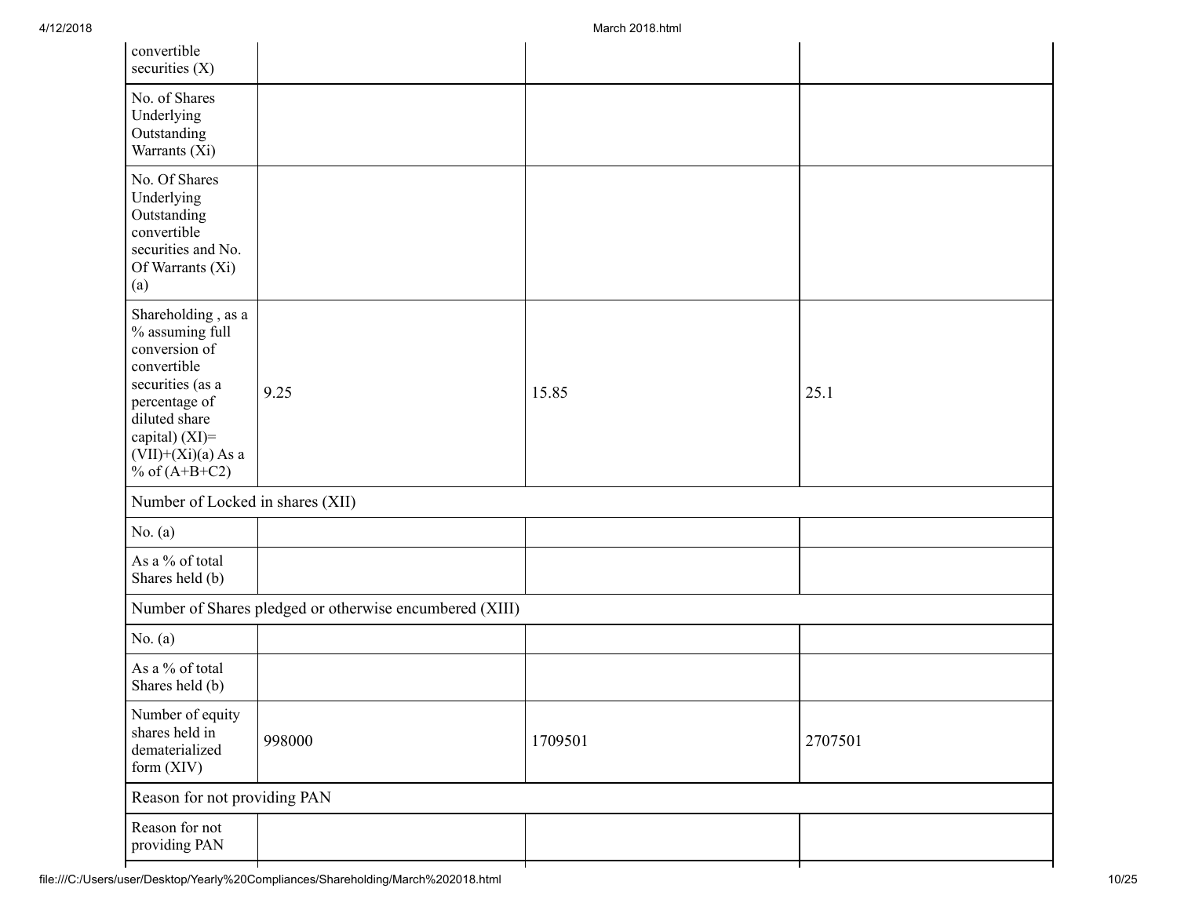| | | | |
|---|---|---|---|
| convertible securities (X) | | | |
| No. of Shares Underlying Outstanding Warrants (Xi) | | | |
| No. Of Shares Underlying Outstanding convertible securities and No. Of Warrants (Xi) (a) | | | |
| Shareholding , as a % assuming full conversion of convertible securities (as a percentage of diluted share capital) (XI)= (VII)+(Xi)(a) As a % of (A+B+C2) | 9.25 | 15.85 | 25.1 |
| Number of Locked in shares (XII) | | | |
| No. (a) | | | |
| As a % of total Shares held (b) | | | |
| Number of Shares pledged or otherwise encumbered (XIII) | | | |
| No. (a) | | | |
| As a % of total Shares held (b) | | | |
| Number of equity shares held in dematerialized form (XIV) | 998000 | 1709501 | 2707501 |
| Reason for not providing PAN | | | |
| Reason for not providing PAN | | | |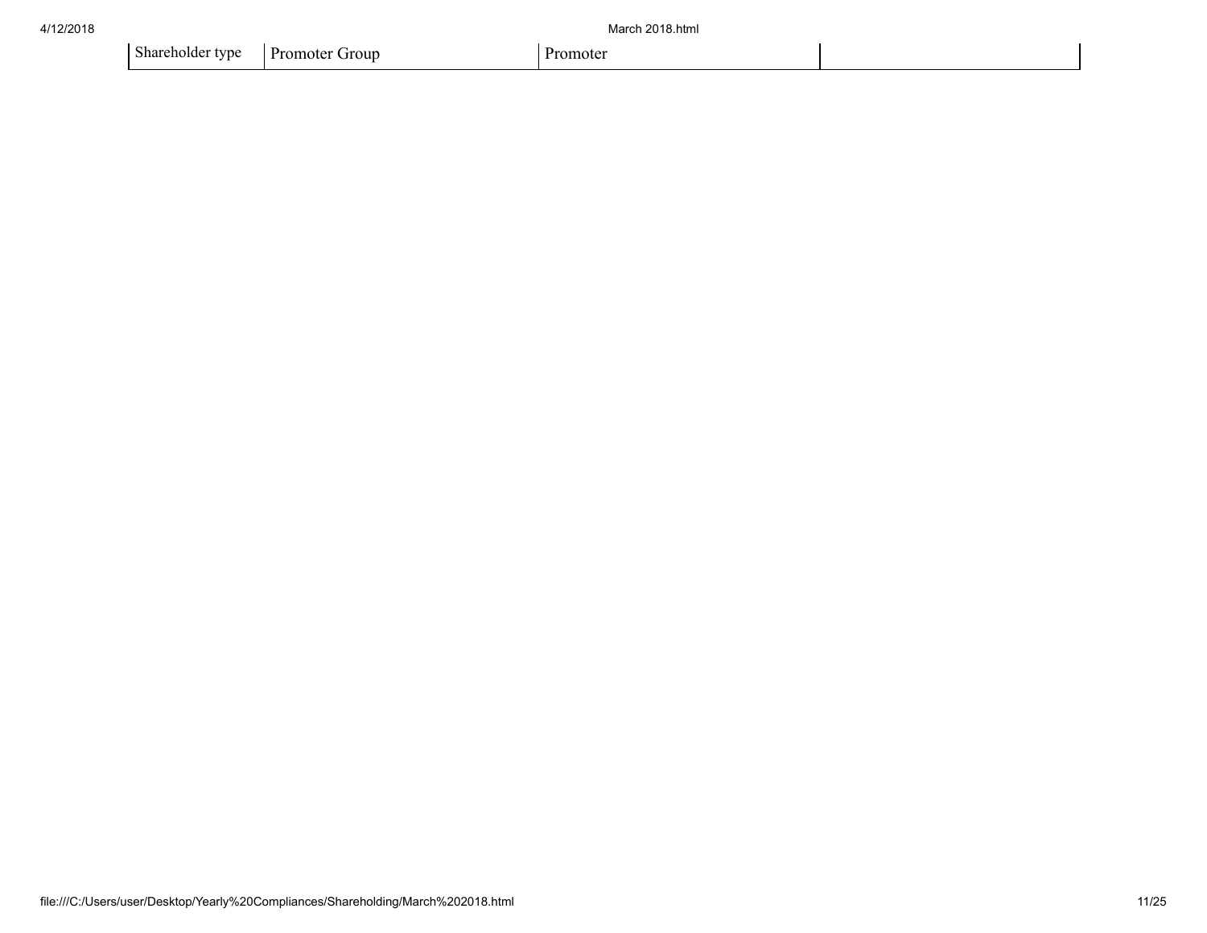| Shareholder type | Promoter Group | Promoter | |
|---|---|---|---|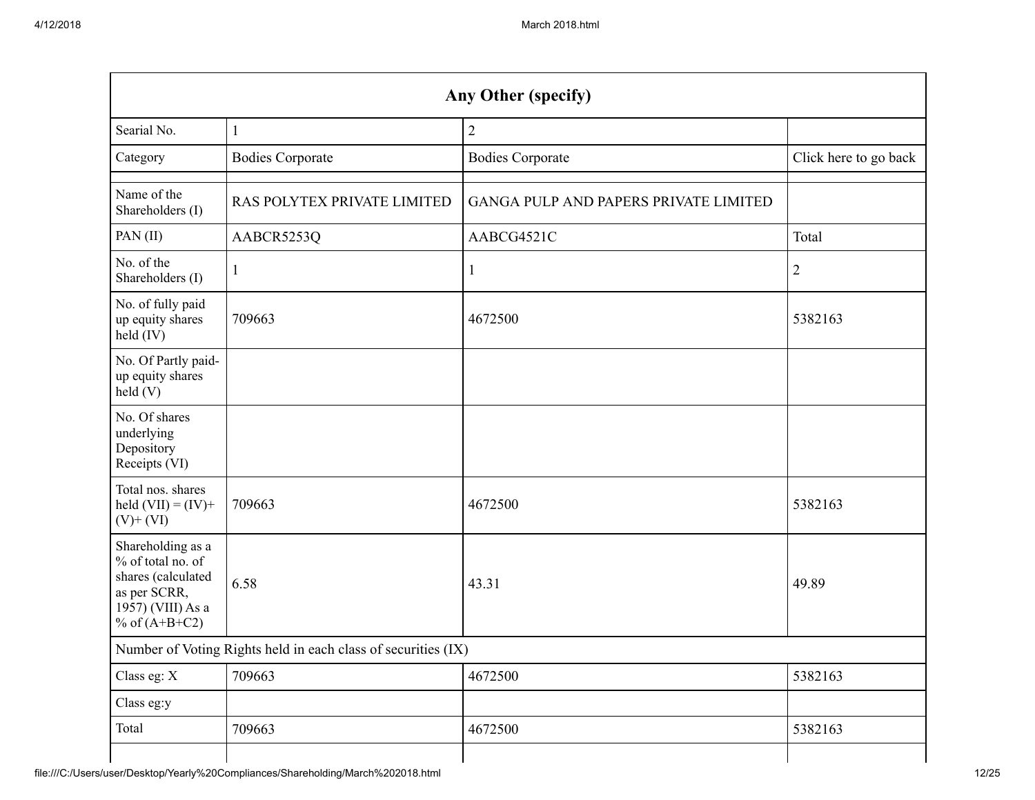| Any Other (specify) | | | |
|---|---|---|---|
| Searial No. | 1 | 2 | |
| Category | Bodies Corporate | Bodies Corporate | Click here to go back |
| | | | |
| Name of the Shareholders (I) | RAS POLYTEX PRIVATE LIMITED | GANGA PULP AND PAPERS PRIVATE LIMITED | |
| PAN (II) | AABCR5253Q | AABCG4521C | Total |
| No. of the Shareholders (I) | 1 | 1 | 2 |
| No. of fully paid up equity shares held (IV) | 709663 | 4672500 | 5382163 |
| No. Of Partly paid-up equity shares held (V) | | | |
| No. Of shares underlying Depository Receipts (VI) | | | |
| Total nos. shares held (VII) = (IV)+ (V)+ (VI) | 709663 | 4672500 | 5382163 |
| Shareholding as a % of total no. of shares (calculated as per SCRR, 1957) (VIII) As a % of (A+B+C2) | 6.58 | 43.31 | 49.89 |
| Number of Voting Rights held in each class of securities (IX) | | | |
| Class eg: X | 709663 | 4672500 | 5382163 |
| Class eg:y | | | |
| Total | 709663 | 4672500 | 5382163 |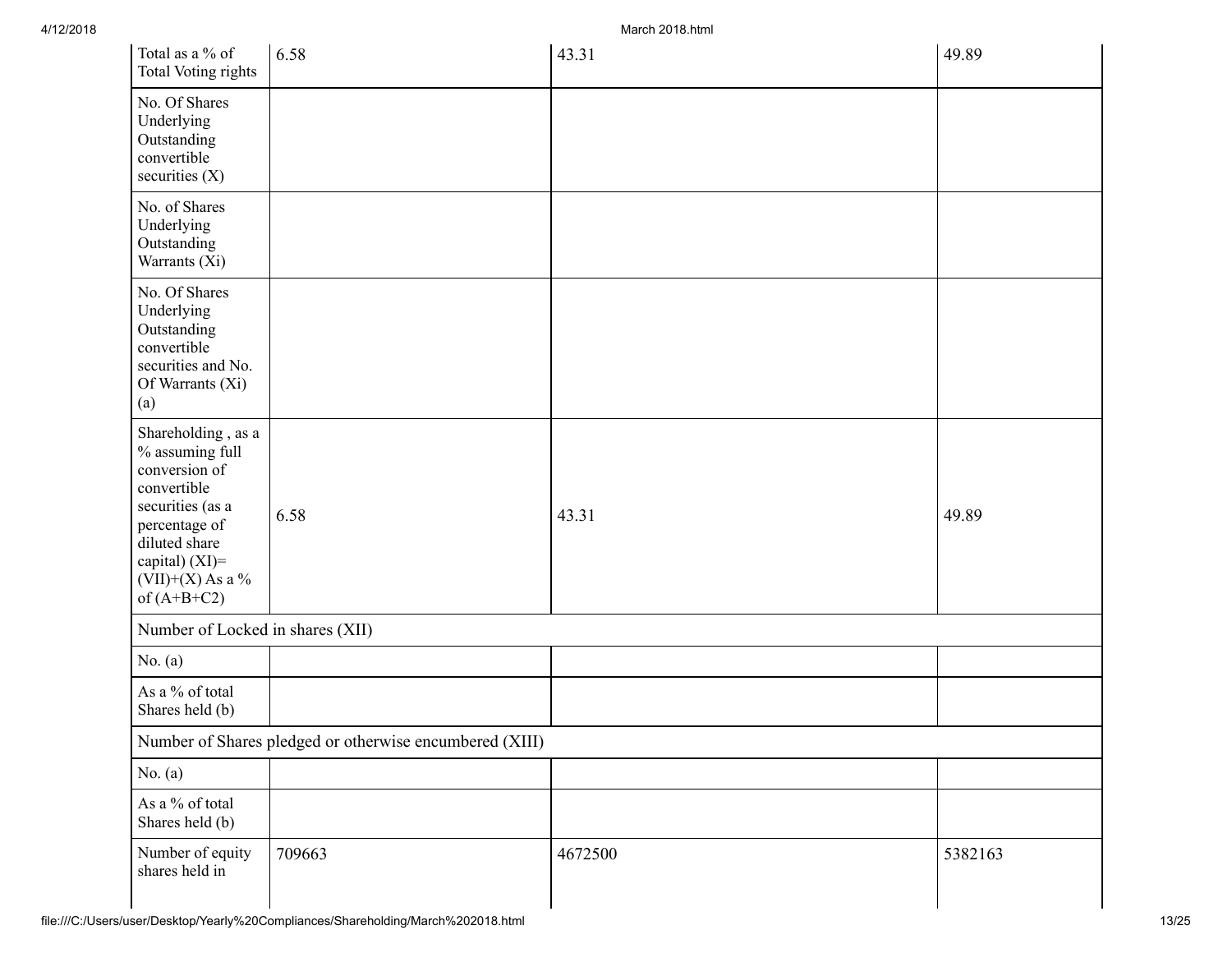| | | | |
|---|---|---|---|
| Total as a % of Total Voting rights | 6.58 | 43.31 | 49.89 |
| No. Of Shares Underlying Outstanding convertible securities (X) | | | |
| No. of Shares Underlying Outstanding Warrants (Xi) | | | |
| No. Of Shares Underlying Outstanding convertible securities and No. Of Warrants (Xi) (a) | | | |
| Shareholding , as a % assuming full conversion of convertible securities (as a percentage of diluted share capital) (XI)= (VII)+(X) As a % of (A+B+C2) | 6.58 | 43.31 | 49.89 |
| Number of Locked in shares (XII) | | | |
| No. (a) | | | |
| As a % of total Shares held (b) | | | |
| Number of Shares pledged or otherwise encumbered (XIII) | | | |
| No. (a) | | | |
| As a % of total Shares held (b) | | | |
| Number of equity shares held in | 709663 | 4672500 | 5382163 |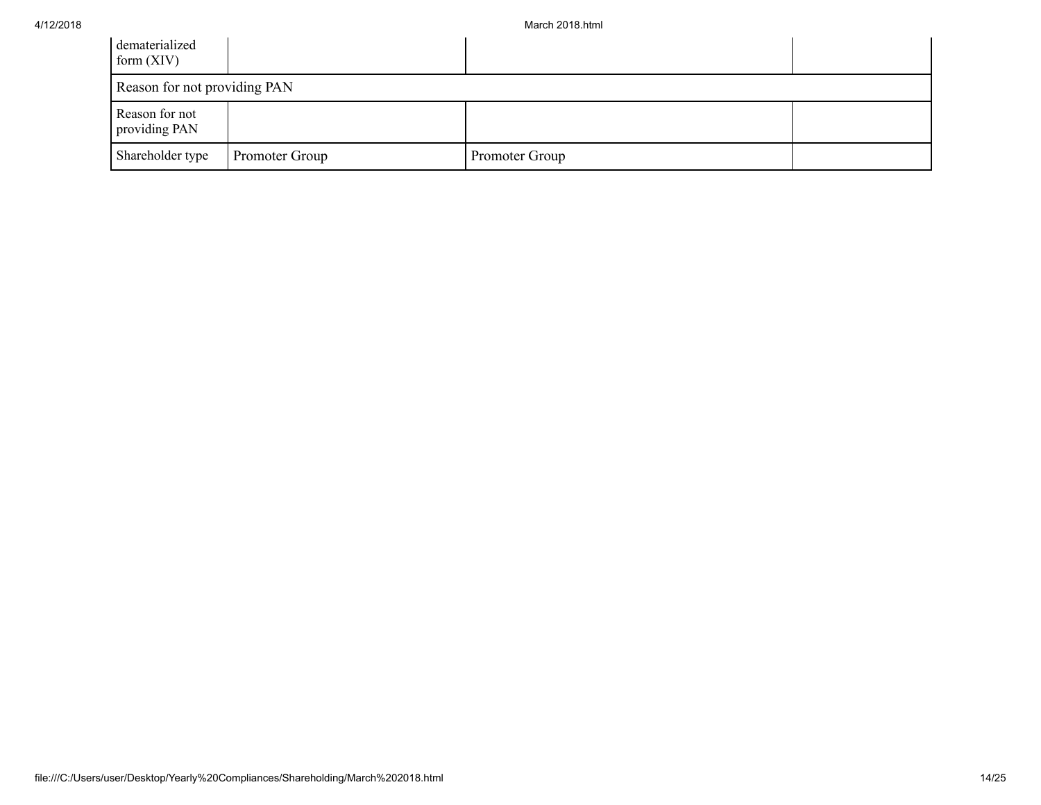| | | | |
|---|---|---|---|
| dematerialized form (XIV) | | | |
| Reason for not providing PAN | | | |
| Reason for not providing PAN | | | |
| Shareholder type | Promoter Group | Promoter Group | |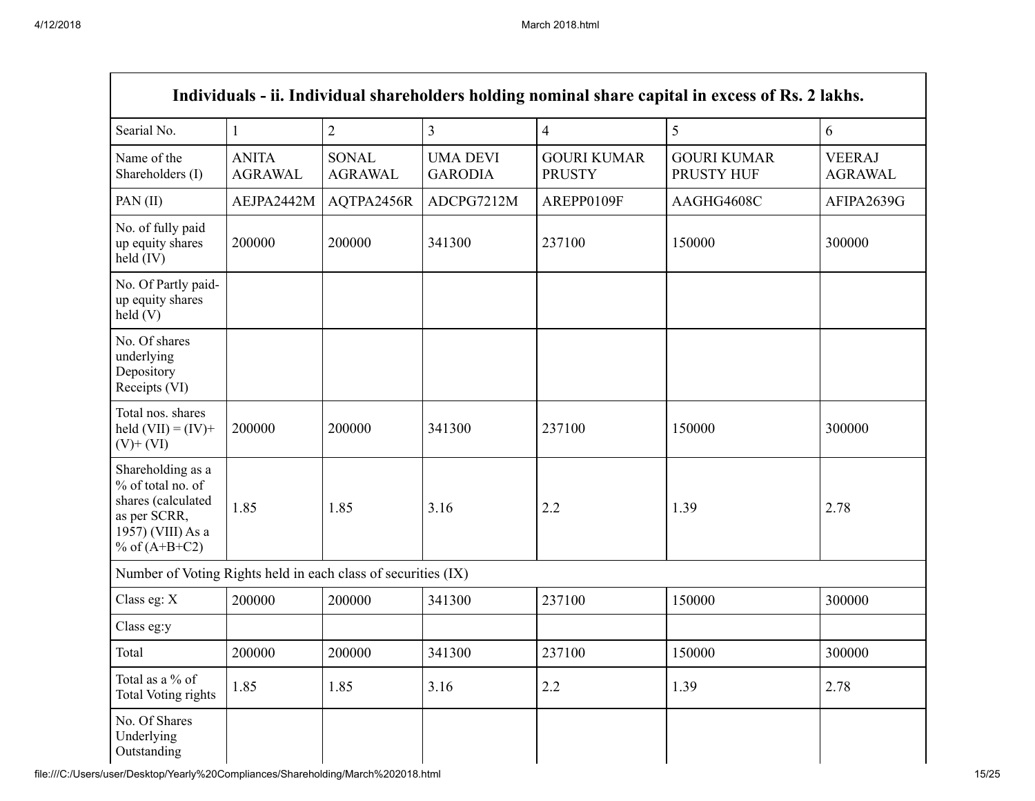| Individuals - ii. Individual shareholders holding nominal share capital in excess of Rs. 2 lakhs. | | | | | | |
|---|---|---|---|---|---|---|
| Searial No. | 1 | 2 | 3 | 4 | 5 | 6 |
| Name of the Shareholders (I) | ANITA AGRAWAL | SONAL AGRAWAL | UMA DEVI GARODIA | GOURI KUMAR PRUSTY | GOURI KUMAR PRUSTY HUF | VEERAJ AGRAWAL |
| PAN (II) | AEJPA2442M | AQTPA2456R | ADCPG7212M | AREPP0109F | AAGHG4608C | AFIPA2639G |
| No. of fully paid up equity shares held (IV) | 200000 | 200000 | 341300 | 237100 | 150000 | 300000 |
| No. Of Partly paid-up equity shares held (V) | | | | | | |
| No. Of shares underlying Depository Receipts (VI) | | | | | | |
| Total nos. shares held (VII) = (IV)+ (V)+ (VI) | 200000 | 200000 | 341300 | 237100 | 150000 | 300000 |
| Shareholding as a % of total no. of shares (calculated as per SCRR, 1957) (VIII) As a % of (A+B+C2) | 1.85 | 1.85 | 3.16 | 2.2 | 1.39 | 2.78 |
| Number of Voting Rights held in each class of securities (IX) | | | | | | |
| Class eg: X | 200000 | 200000 | 341300 | 237100 | 150000 | 300000 |
| Class eg:y | | | | | | |
| Total | 200000 | 200000 | 341300 | 237100 | 150000 | 300000 |
| Total as a % of Total Voting rights | 1.85 | 1.85 | 3.16 | 2.2 | 1.39 | 2.78 |
| No. Of Shares Underlying Outstanding | | | | | | |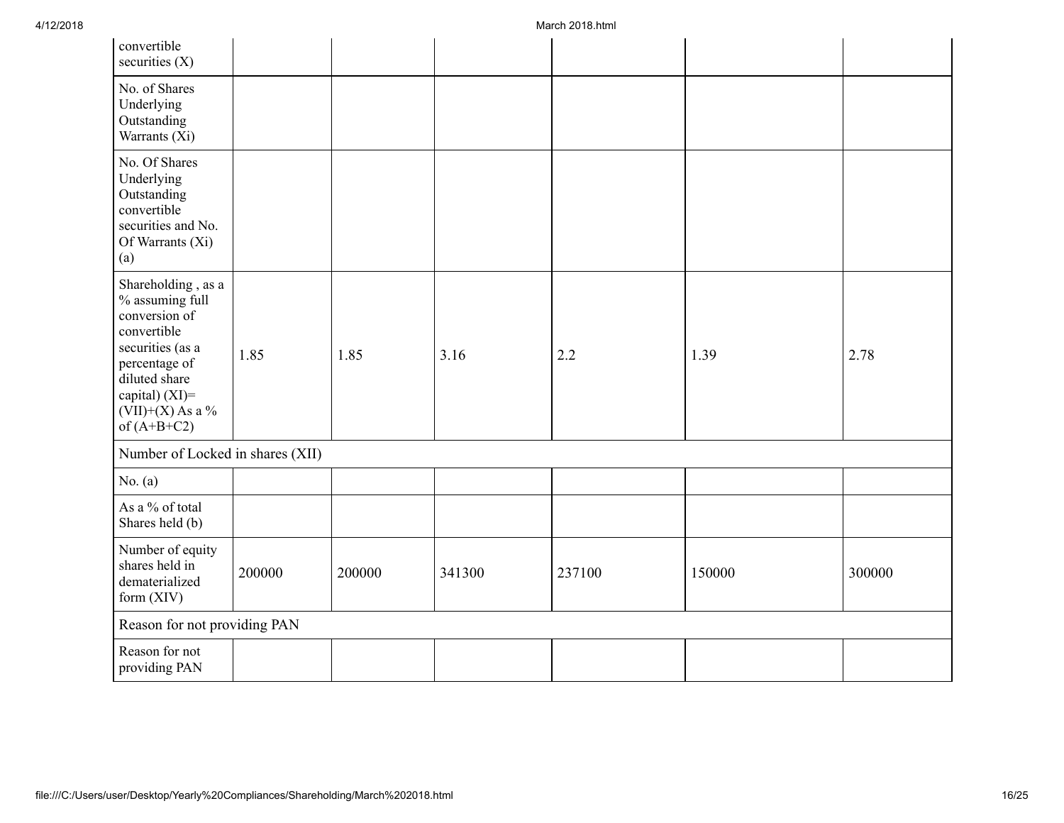| | | | | | | |
|---|---|---|---|---|---|---|
| convertible securities (X) | | | | | | |
| No. of Shares Underlying Outstanding Warrants (Xi) | | | | | | |
| No. Of Shares Underlying Outstanding convertible securities and No. Of Warrants (Xi) (a) | | | | | | |
| Shareholding , as a % assuming full conversion of convertible securities (as a percentage of diluted share capital) (XI)= (VII)+(X) As a % of (A+B+C2) | 1.85 | 1.85 | 3.16 | 2.2 | 1.39 | 2.78 |
| Number of Locked in shares (XII) | | | | | | |
| No. (a) | | | | | | |
| As a % of total Shares held (b) | | | | | | |
| Number of equity shares held in dematerialized form (XIV) | 200000 | 200000 | 341300 | 237100 | 150000 | 300000 |
| Reason for not providing PAN | | | | | | |
| Reason for not providing PAN | | | | | | |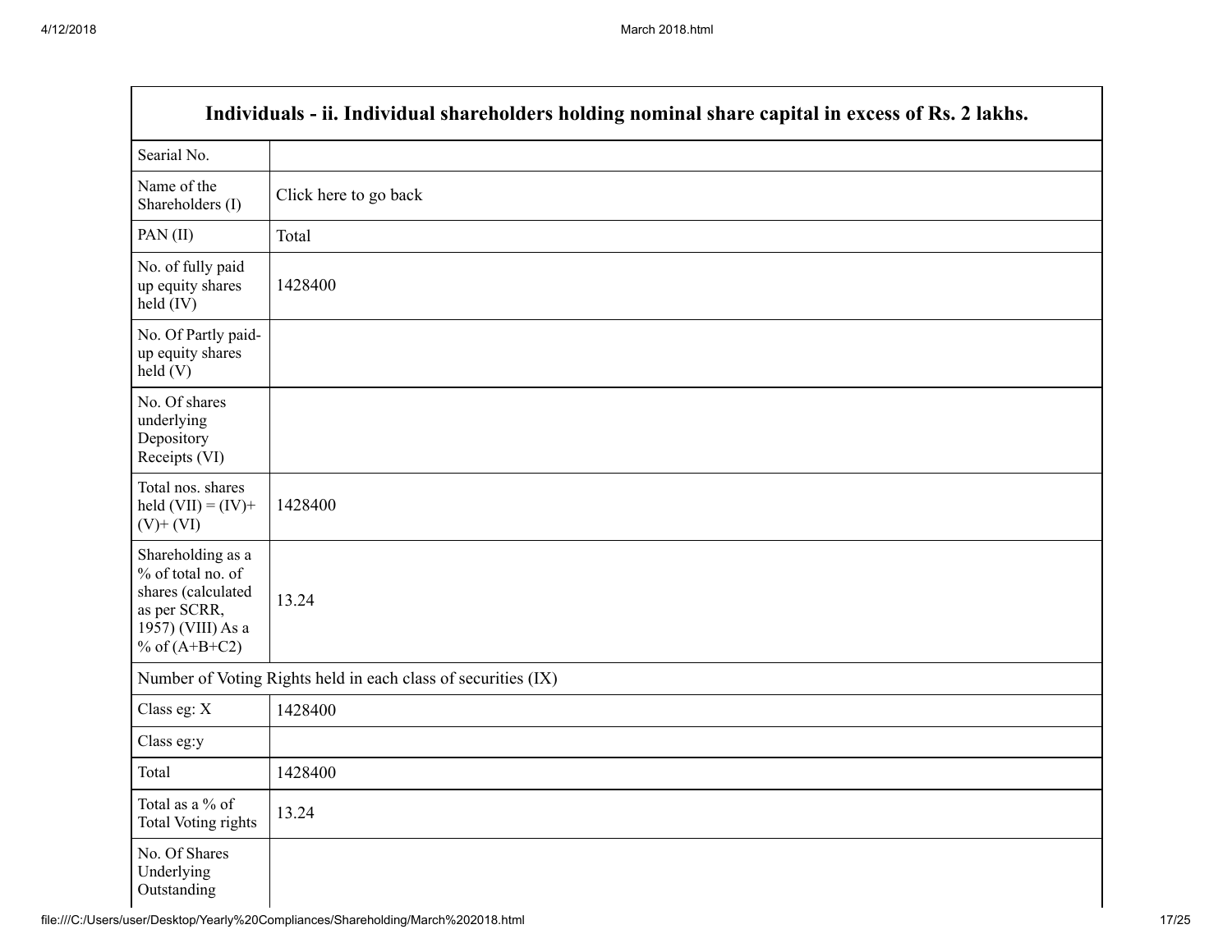| Individuals - ii. Individual shareholders holding nominal share capital in excess of Rs. 2 lakhs. | |
|---|---|
| Searial No. | |
| Name of the Shareholders (I) | Click here to go back |
| PAN (II) | Total |
| No. of fully paid up equity shares held (IV) | 1428400 |
| No. Of Partly paid-up equity shares held (V) | |
| No. Of shares underlying Depository Receipts (VI) | |
| Total nos. shares held (VII) = (IV)+ (V)+ (VI) | 1428400 |
| Shareholding as a % of total no. of shares (calculated as per SCRR, 1957) (VIII) As a % of (A+B+C2) | 13.24 |
| Number of Voting Rights held in each class of securities (IX) | |
| Class eg: X | 1428400 |
| Class eg:y | |
| Total | 1428400 |
| Total as a % of Total Voting rights | 13.24 |
| No. Of Shares Underlying Outstanding | |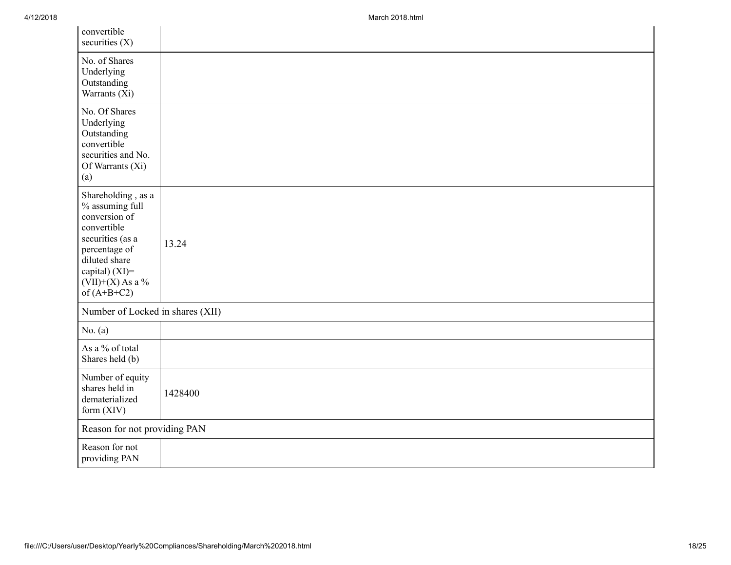| | |
|---|---|
| convertible securities (X) | |
| No. of Shares Underlying Outstanding Warrants (Xi) | |
| No. Of Shares Underlying Outstanding convertible securities and No. Of Warrants (Xi) (a) | |
| Shareholding , as a % assuming full conversion of convertible securities (as a percentage of diluted share capital) (XI)= (VII)+(X) As a % of (A+B+C2) | 13.24 |
| Number of Locked in shares (XII) | |
| No. (a) | |
| As a % of total Shares held (b) | |
| Number of equity shares held in dematerialized form (XIV) | 1428400 |
| Reason for not providing PAN | |
| Reason for not providing PAN | |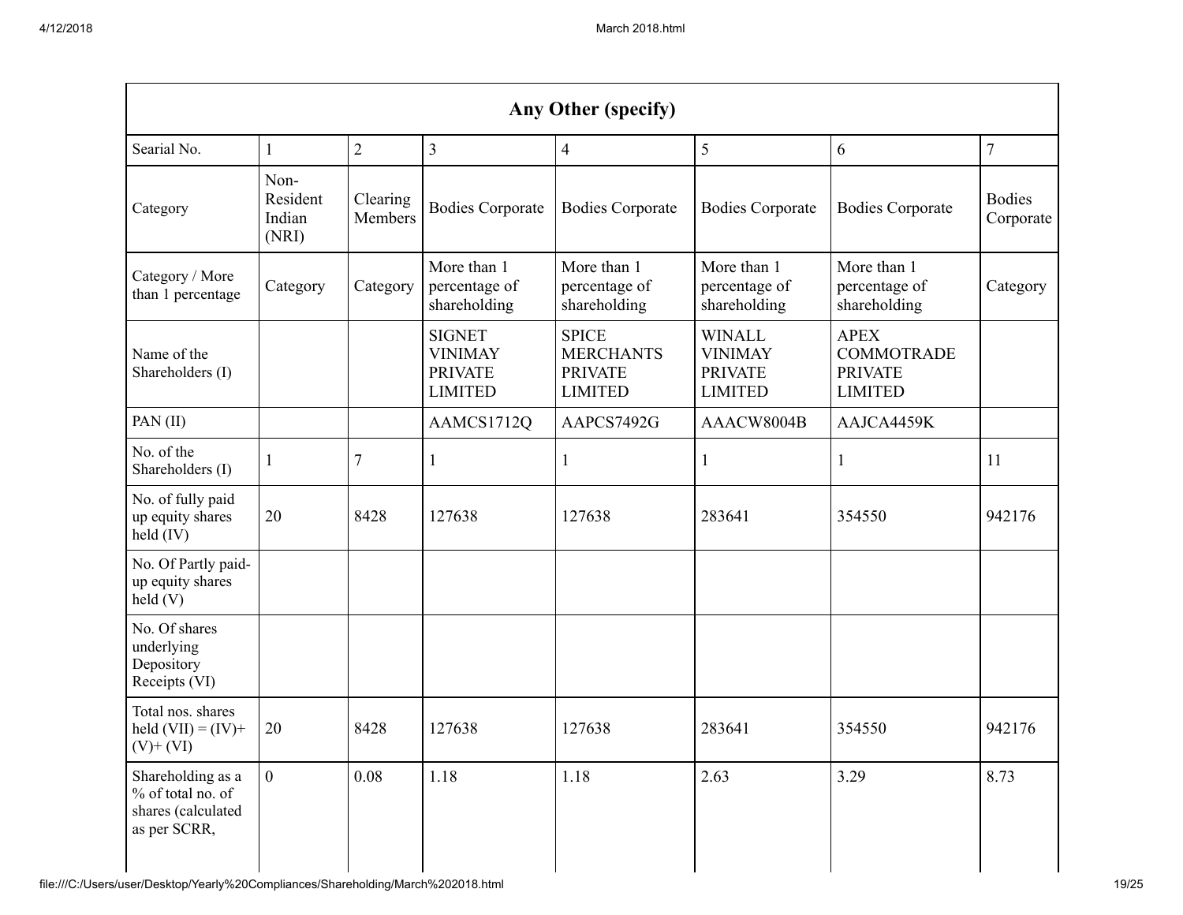| Any Other (specify) | | | | | | | |
|---|---|---|---|---|---|---|---|
| Searial No. | 1 | 2 | 3 | 4 | 5 | 6 | 7 |
| Category | Non-Resident Indian (NRI) | Clearing Members | Bodies Corporate | Bodies Corporate | Bodies Corporate | Bodies Corporate | Bodies Corporate |
| Category / More than 1 percentage | Category | Category | More than 1 percentage of shareholding | More than 1 percentage of shareholding | More than 1 percentage of shareholding | More than 1 percentage of shareholding | Category |
| Name of the Shareholders (I) | | | SIGNET VINIMAY PRIVATE LIMITED | SPICE MERCHANTS PRIVATE LIMITED | WINALL VINIMAY PRIVATE LIMITED | APEX COMMOTRADE PRIVATE LIMITED | |
| PAN (II) | | | AAMCS1712Q | AAPCS7492G | AAACW8004B | AAJCA4459K | |
| No. of the Shareholders (I) | 1 | 7 | 1 | 1 | 1 | 1 | 11 |
| No. of fully paid up equity shares held (IV) | 20 | 8428 | 127638 | 127638 | 283641 | 354550 | 942176 |
| No. Of Partly paid-up equity shares held (V) | | | | | | | |
| No. Of shares underlying Depository Receipts (VI) | | | | | | | |
| Total nos. shares held (VII) = (IV)+ (V)+ (VI) | 20 | 8428 | 127638 | 127638 | 283641 | 354550 | 942176 |
| Shareholding as a % of total no. of shares (calculated as per SCRR, | 0 | 0.08 | 1.18 | 1.18 | 2.63 | 3.29 | 8.73 |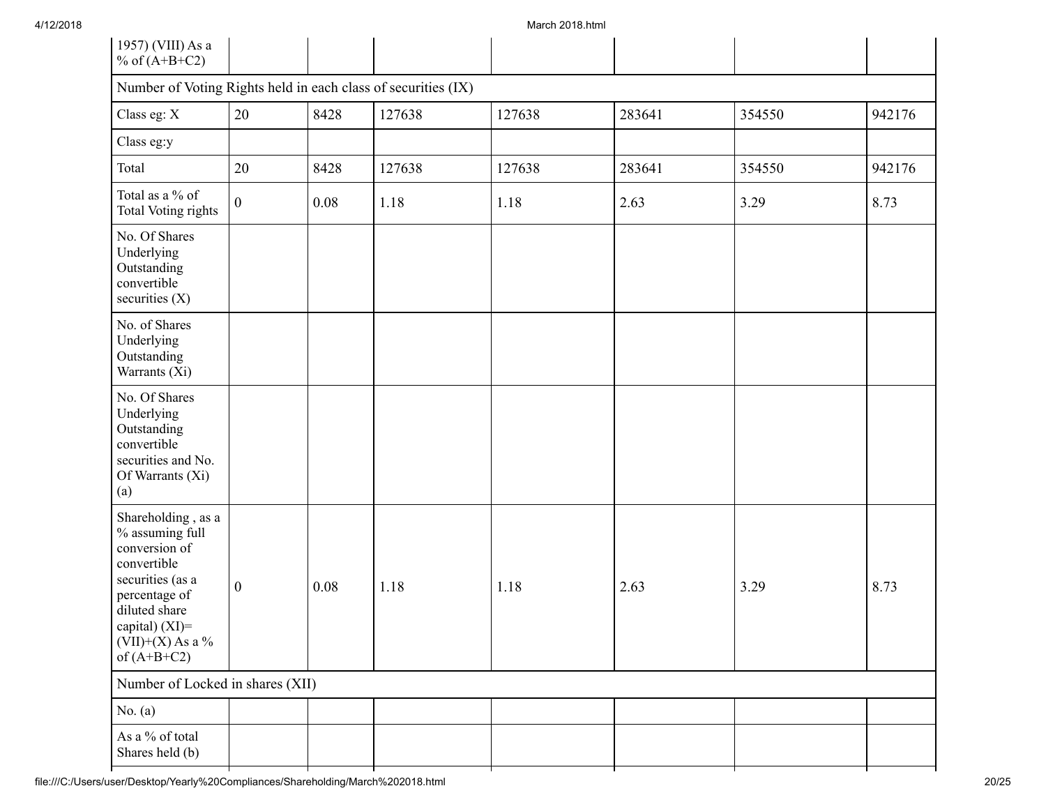| 1957) (VIII) As a % of (A+B+C2) | | | | | | | |
|---|---|---|---|---|---|---|---|
| Number of Voting Rights held in each class of securities (IX) | | | | | | | |
| Class eg: X | 20 | 8428 | 127638 | 127638 | 283641 | 354550 | 942176 |
| Class eg:y | | | | | | | |
| Total | 20 | 8428 | 127638 | 127638 | 283641 | 354550 | 942176 |
| Total as a % of Total Voting rights | 0 | 0.08 | 1.18 | 1.18 | 2.63 | 3.29 | 8.73 |
| No. Of Shares Underlying Outstanding convertible securities (X) | | | | | | | |
| No. of Shares Underlying Outstanding Warrants (Xi) | | | | | | | |
| No. Of Shares Underlying Outstanding convertible securities and No. Of Warrants (Xi) (a) | | | | | | | |
| Shareholding , as a % assuming full conversion of convertible securities (as a percentage of diluted share capital) (XI)= (VII)+(X) As a % of (A+B+C2) | 0 | 0.08 | 1.18 | 1.18 | 2.63 | 3.29 | 8.73 |
| Number of Locked in shares (XII) | | | | | | | |
| No. (a) | | | | | | | |
| As a % of total Shares held (b) | | | | | | | |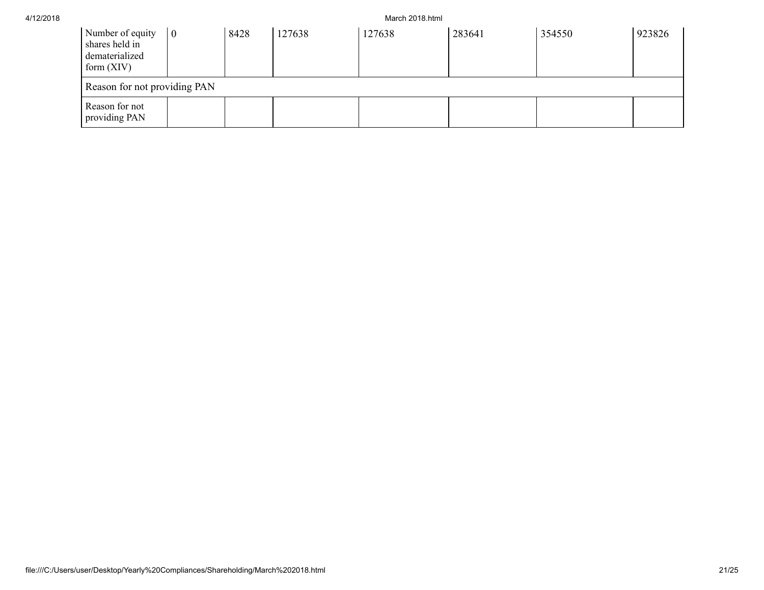| Number of equity shares held in dematerialized form (XIV) | 0 | 8428 | 127638 | 127638 | 283641 | 354550 | 923826 |
|---|---|---|---|---|---|---|---|
| Reason for not providing PAN | | | | | | | |
| Reason for not providing PAN | | | | | | | |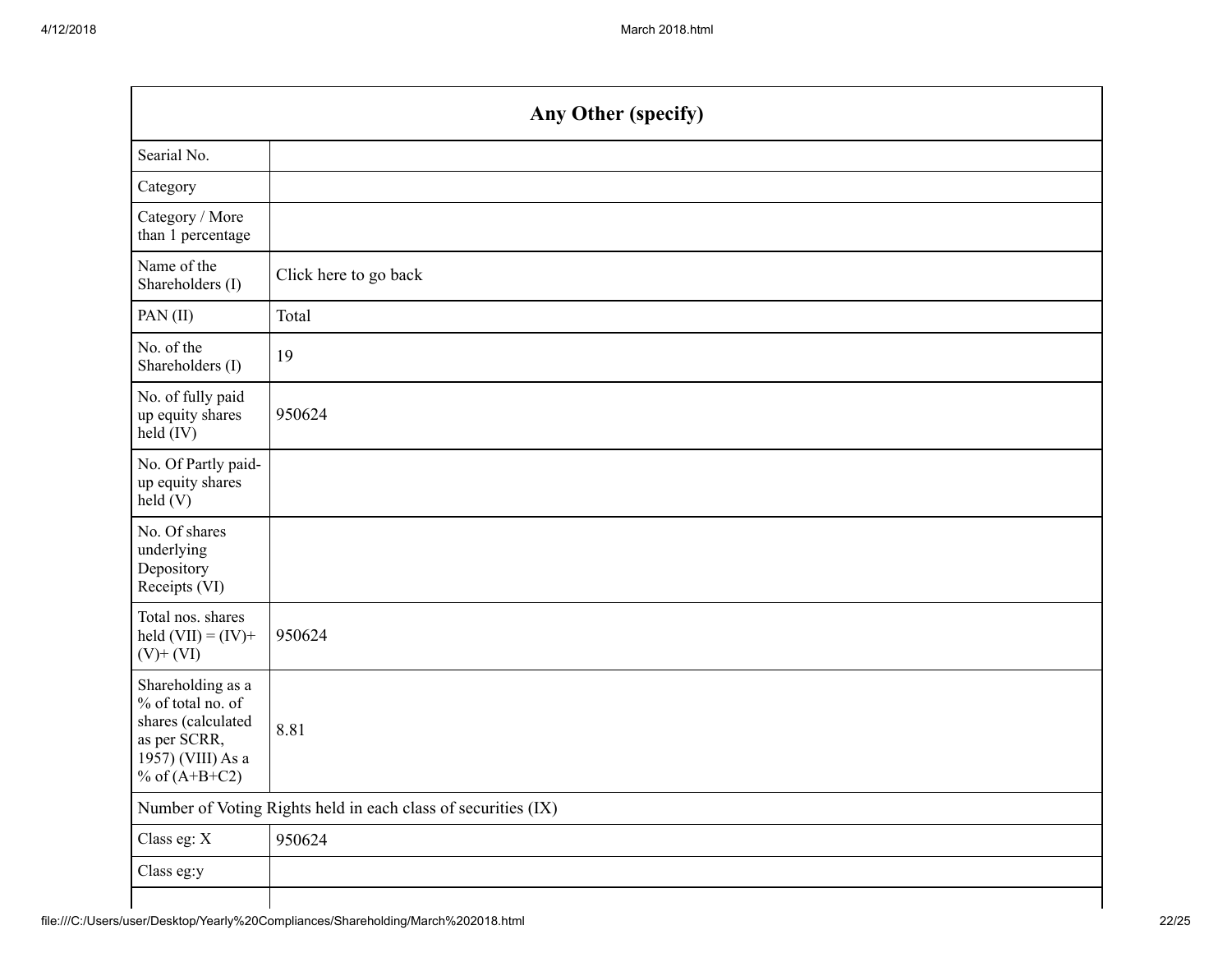| Any Other (specify) | |
|---|---|
| Searial No. | |
| Category | |
| Category / More than 1 percentage | |
| Name of the Shareholders (I) | Click here to go back |
| PAN (II) | Total |
| No. of the Shareholders (I) | 19 |
| No. of fully paid up equity shares held (IV) | 950624 |
| No. Of Partly paid-up equity shares held (V) | |
| No. Of shares underlying Depository Receipts (VI) | |
| Total nos. shares held (VII) = (IV)+ (V)+ (VI) | 950624 |
| Shareholding as a % of total no. of shares (calculated as per SCRR, 1957) (VIII) As a % of (A+B+C2) | 8.81 |
| Number of Voting Rights held in each class of securities (IX) | |
| Class eg: X | 950624 |
| Class eg:y | |
| | |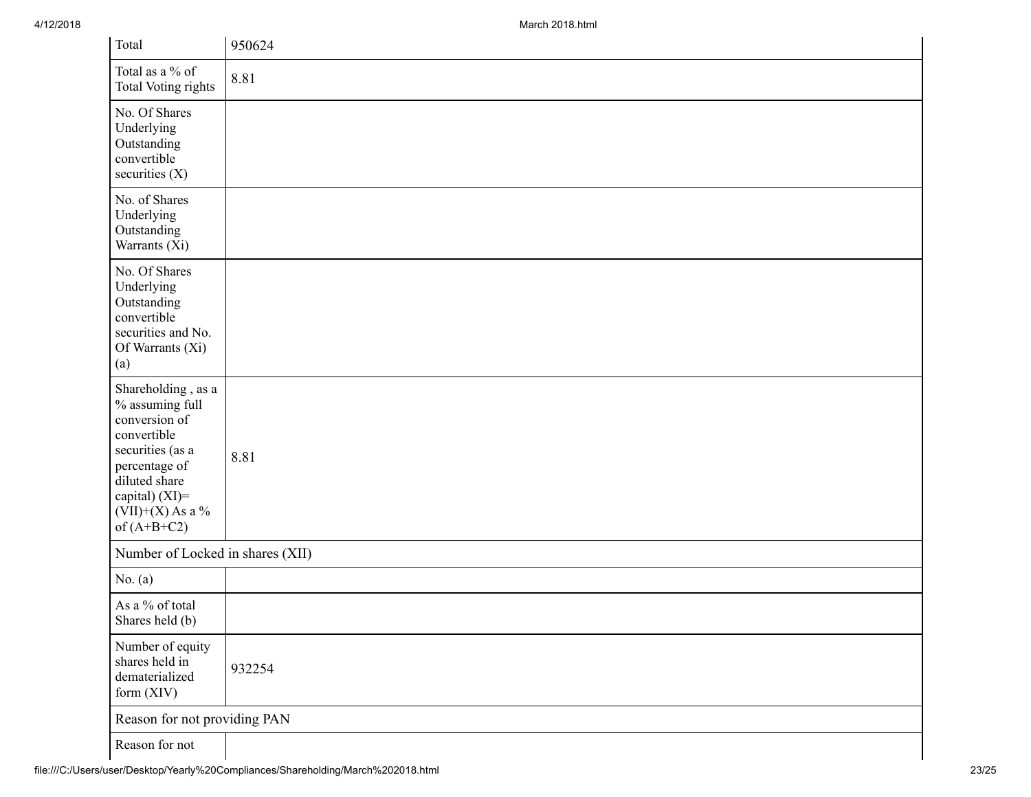| | |
|---|---|
| Total | 950624 |
| Total as a % of Total Voting rights | 8.81 |
| No. Of Shares Underlying Outstanding convertible securities (X) | |
| No. of Shares Underlying Outstanding Warrants (Xi) | |
| No. Of Shares Underlying Outstanding convertible securities and No. Of Warrants (Xi) (a) | |
| Shareholding , as a % assuming full conversion of convertible securities (as a percentage of diluted share capital) (XI)= (VII)+(X) As a % of (A+B+C2) | 8.81 |
| Number of Locked in shares (XII) | |
| No. (a) | |
| As a % of total Shares held (b) | |
| Number of equity shares held in dematerialized form (XIV) | 932254 |
| Reason for not providing PAN | |
| Reason for not | |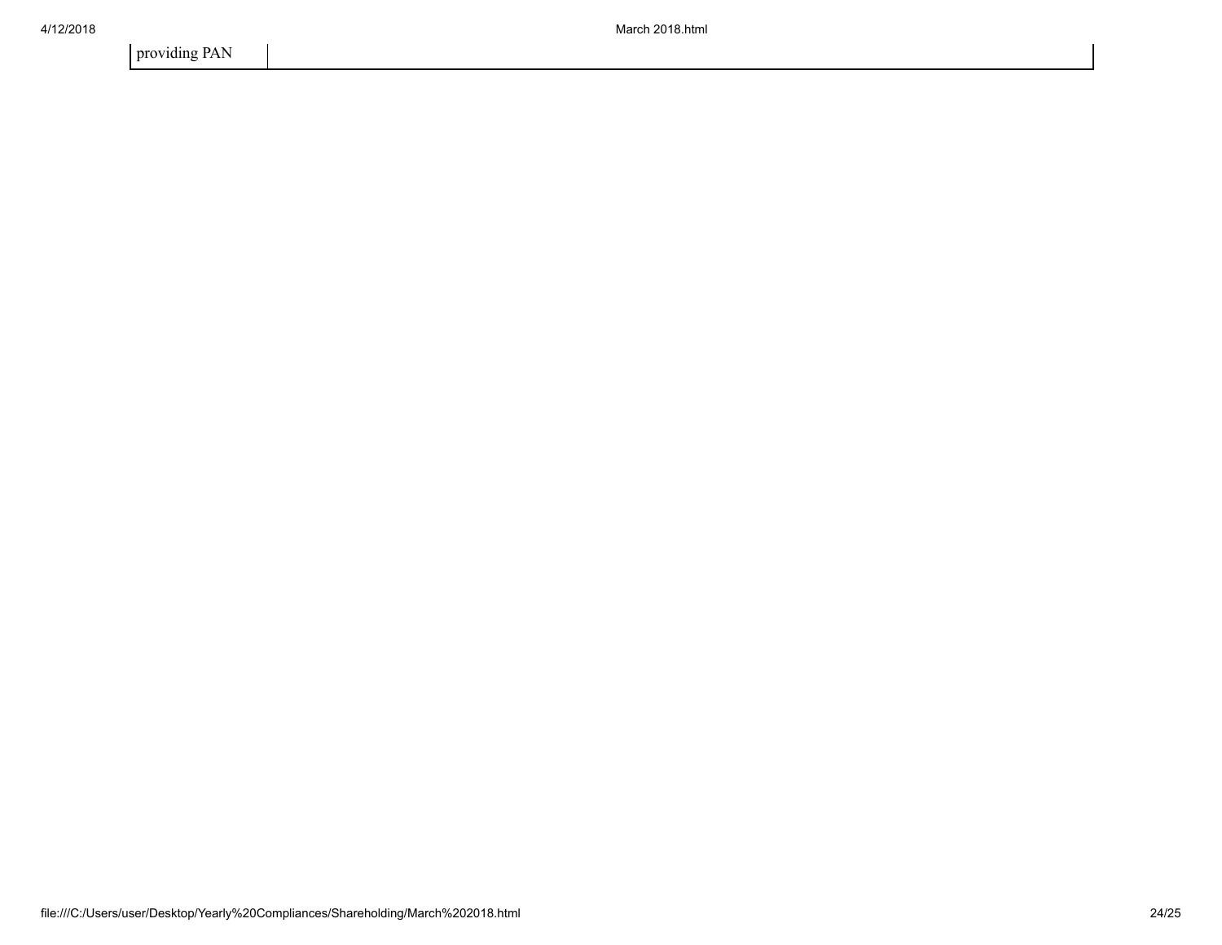| providing PAN | |
|---|---|